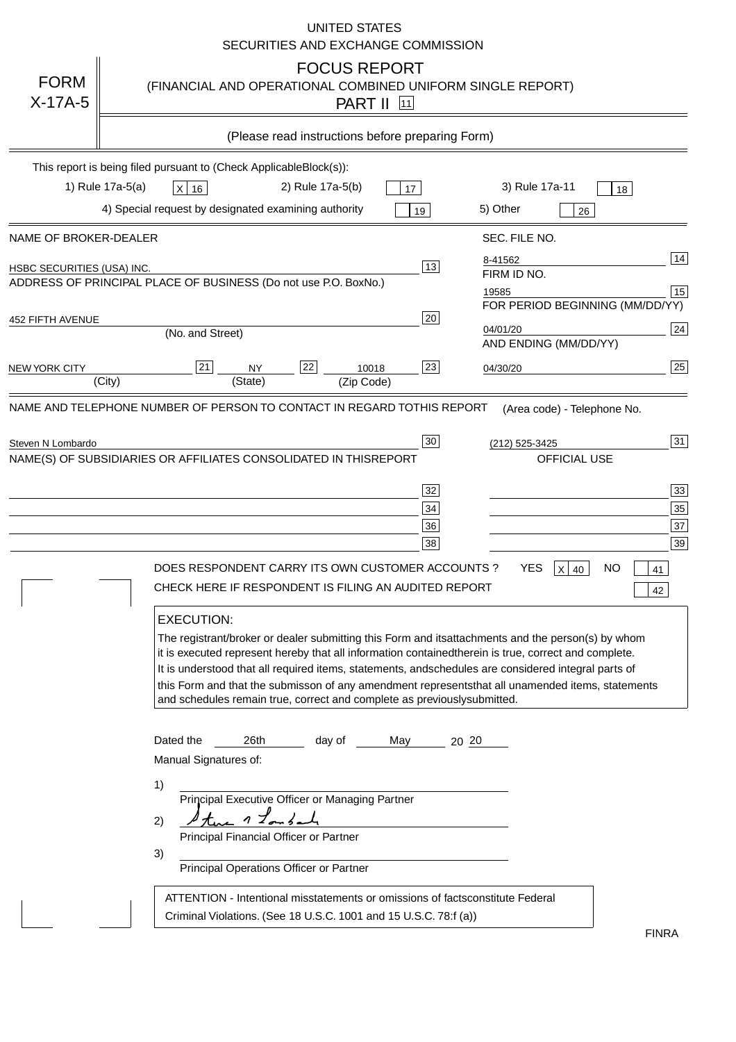UNITED STATES
SECURITIES AND EXCHANGE COMMISSION

# FORM X-17A-5

## FOCUS REPORT

(FINANCIAL AND OPERATIONAL COMBINED UNIFORM SINGLE REPORT)

PART II [11]

(Please read instructions before preparing Form)

This report is being filed pursuant to (Check Applicable Block(s)):

1) Rule 17a-5(a) [X] [16]    2) Rule 17a-5(b) [ ] [17]    3) Rule 17a-11 [ ] [18]

4) Special request by designated examining authority [ ] [19]    5) Other [ ] [26]

| NAME OF BROKER-DEALER | | SEC. FILE NO. | |
|---|---|---|---|
| HSBC SECURITIES (USA) INC. | [13] | 8-41562 | [14] |
| ADDRESS OF PRINCIPAL PLACE OF BUSINESS (Do not use P.O. Box No.) | | FIRM ID NO. | |
| | | 19585 | [15] |
| | | FOR PERIOD BEGINNING (MM/DD/YY) | |
| 452 FIFTH AVENUE (No. and Street) | [20] | 04/01/20 | [24] |
| | | AND ENDING (MM/DD/YY) | |
| NEW YORK CITY (City) [21] NY (State) [22] 10018 (Zip Code) | [23] | 04/30/20 | [25] |

NAME AND TELEPHONE NUMBER OF PERSON TO CONTACT IN REGARD TO THIS REPORT    (Area code) - Telephone No.

Steven N Lombardo [30]    (212) 525-3425 [31]

NAME(S) OF SUBSIDIARIES OR AFFILIATES CONSOLIDATED IN THIS REPORT    OFFICIAL USE

| | | | |
|---|---|---|---|
| | [32] | | [33] |
| | [34] | | [35] |
| | [36] | | [37] |
| | [38] | | [39] |

DOES RESPONDENT CARRY ITS OWN CUSTOMER ACCOUNTS ?    YES [X] [40]    NO [ ] [41]

CHECK HERE IF RESPONDENT IS FILING AN AUDITED REPORT [ ] [42]

**EXECUTION:**

The registrant/broker or dealer submitting this Form and its attachments and the person(s) by whom it is executed represent hereby that all information contained therein is true, correct and complete. It is understood that all required items, statements, and schedules are considered integral parts of this Form and that the submisson of any amendment represents that all unamended items, statements and schedules remain true, correct and complete as previously submitted.

Dated the 26th day of May 20 20

Manual Signatures of:

1) ______________________________
Principal Executive Officer or Managing Partner

2) Steve N Lombardo
Principal Financial Officer or Partner

3) ______________________________
Principal Operations Officer or Partner

ATTENTION - Intentional misstatements or omissions of facts constitute Federal Criminal Violations. (See 18 U.S.C. 1001 and 15 U.S.C. 78:f (a))

FINRA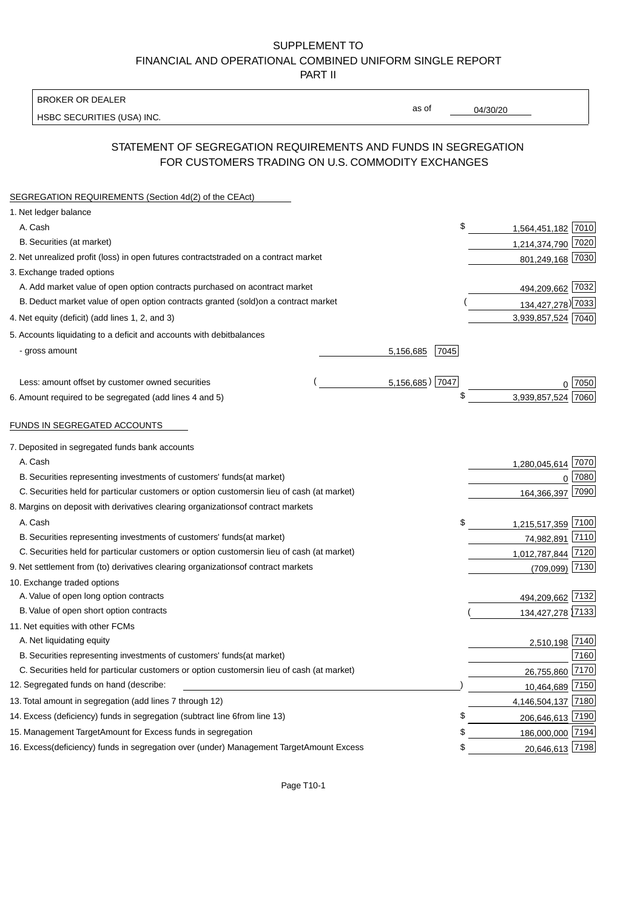SUPPLEMENT TO
FINANCIAL AND OPERATIONAL COMBINED UNIFORM SINGLE REPORT
PART II

BROKER OR DEALER
HSBC SECURITIES (USA) INC.

as of 04/30/20

## STATEMENT OF SEGREGATION REQUIREMENTS AND FUNDS IN SEGREGATION FOR CUSTOMERS TRADING ON U.S. COMMODITY EXCHANGES

SEGREGATION REQUIREMENTS (Section 4d(2) of the CEAct)

| Item | | | Amount | Code |
|---|---|---|---|---|
| 1. Net ledger balance | | | | |
| A. Cash | | | $ 1,564,451,182 | 7010 |
| B. Securities (at market) | | | 1,214,374,790 | 7020 |
| 2. Net unrealized profit (loss) in open futures contracts traded on a contract market | | | 801,249,168 | 7030 |
| 3. Exchange traded options | | | | |
| A. Add market value of open option contracts purchased on a contract market | | | 494,209,662 | 7032 |
| B. Deduct market value of open option contracts granted (sold) on a contract market | | | (134,427,278) | 7033 |
| 4. Net equity (deficit) (add lines 1, 2, and 3) | | | 3,939,857,524 | 7040 |
| 5. Accounts liquidating to a deficit and accounts with debit balances | | | | |
| - gross amount | 5,156,685 | 7045 | | |
| Less: amount offset by customer owned securities | (5,156,685) | 7047 | 0 | 7050 |
| 6. Amount required to be segregated (add lines 4 and 5) | | | $ 3,939,857,524 | 7060 |

FUNDS IN SEGREGATED ACCOUNTS

| Item | Amount | Code |
|---|---|---|
| 7. Deposited in segregated funds bank accounts | | |
| A. Cash | 1,280,045,614 | 7070 |
| B. Securities representing investments of customers' funds (at market) | 0 | 7080 |
| C. Securities held for particular customers or option customers in lieu of cash (at market) | 164,366,397 | 7090 |
| 8. Margins on deposit with derivatives clearing organizations of contract markets | | |
| A. Cash | $ 1,215,517,359 | 7100 |
| B. Securities representing investments of customers' funds (at market) | 74,982,891 | 7110 |
| C. Securities held for particular customers or option customers in lieu of cash (at market) | 1,012,787,844 | 7120 |
| 9. Net settlement from (to) derivatives clearing organizations of contract markets | (709,099) | 7130 |
| 10. Exchange traded options | | |
| A. Value of open long option contracts | 494,209,662 | 7132 |
| B. Value of open short option contracts | (134,427,278) | 7133 |
| 11. Net equities with other FCMs | | |
| A. Net liquidating equity | 2,510,198 | 7140 |
| B. Securities representing investments of customers' funds (at market) | | 7160 |
| C. Securities held for particular customers or option customers in lieu of cash (at market) | 26,755,860 | 7170 |
| 12. Segregated funds on hand (describe: ) | 10,464,689 | 7150 |
| 13. Total amount in segregation (add lines 7 through 12) | 4,146,504,137 | 7180 |
| 14. Excess (deficiency) funds in segregation (subtract line 6 from line 13) | $ 206,646,613 | 7190 |
| 15. Management Target Amount for Excess funds in segregation | $ 186,000,000 | 7194 |
| 16. Excess (deficiency) funds in segregation over (under) Management Target Amount Excess | $ 20,646,613 | 7198 |

Page T10-1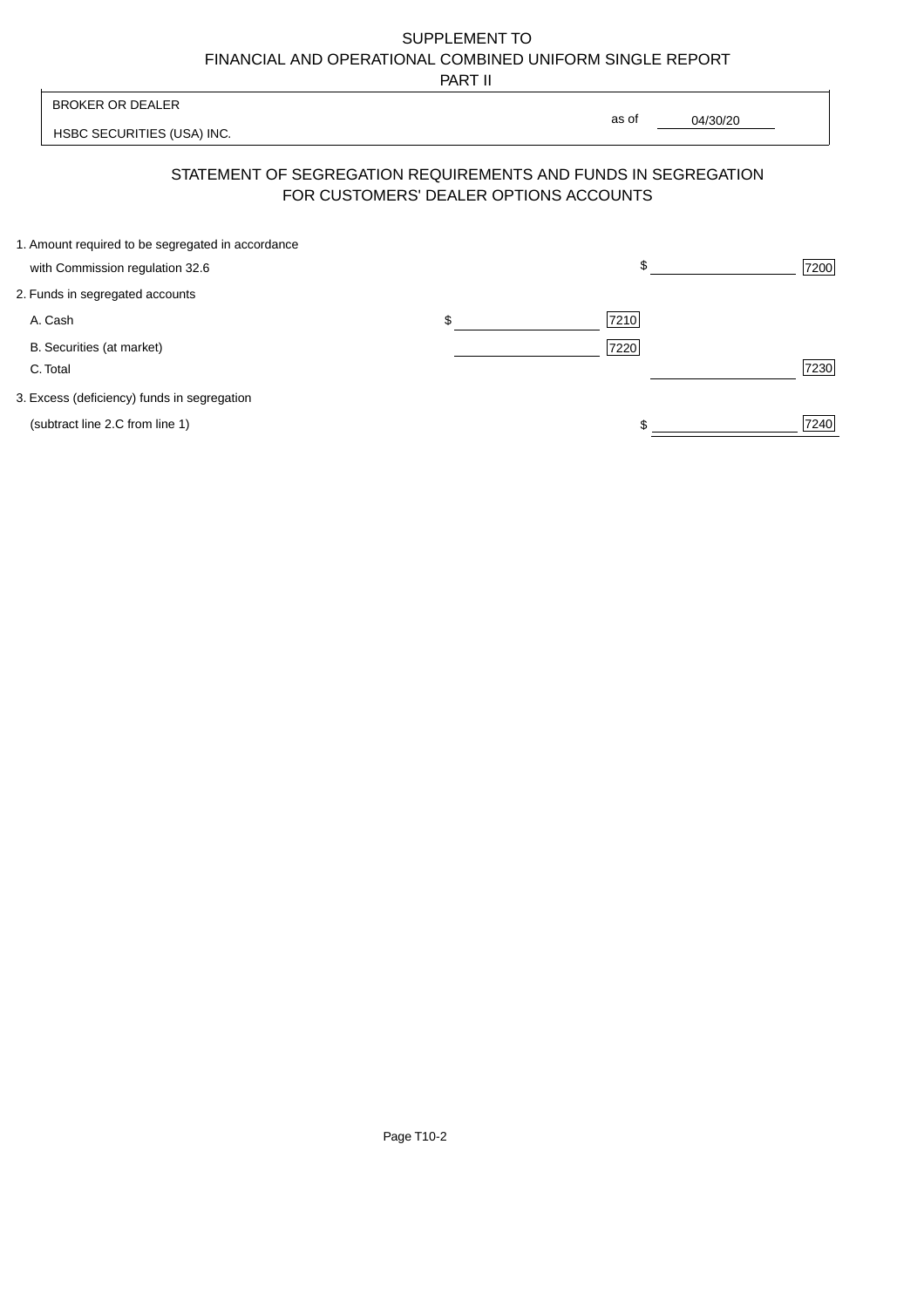# SUPPLEMENT TO
# FINANCIAL AND OPERATIONAL COMBINED UNIFORM SINGLE REPORT
## PART II

BROKER OR DEALER

HSBC SECURITIES (USA) INC.

as of 04/30/20

## STATEMENT OF SEGREGATION REQUIREMENTS AND FUNDS IN SEGREGATION FOR CUSTOMERS' DEALER OPTIONS ACCOUNTS

| | | | | |
|---|---|---|---|---|
| 1. Amount required to be segregated in accordance with Commission regulation 32.6 | | | $ | 7200 |
| 2. Funds in segregated accounts | | | | |
| A. Cash | $ | 7210 | | |
| B. Securities (at market) | | 7220 | | |
| C. Total | | | | 7230 |
| 3. Excess (deficiency) funds in segregation (subtract line 2.C from line 1) | | | $ | 7240 |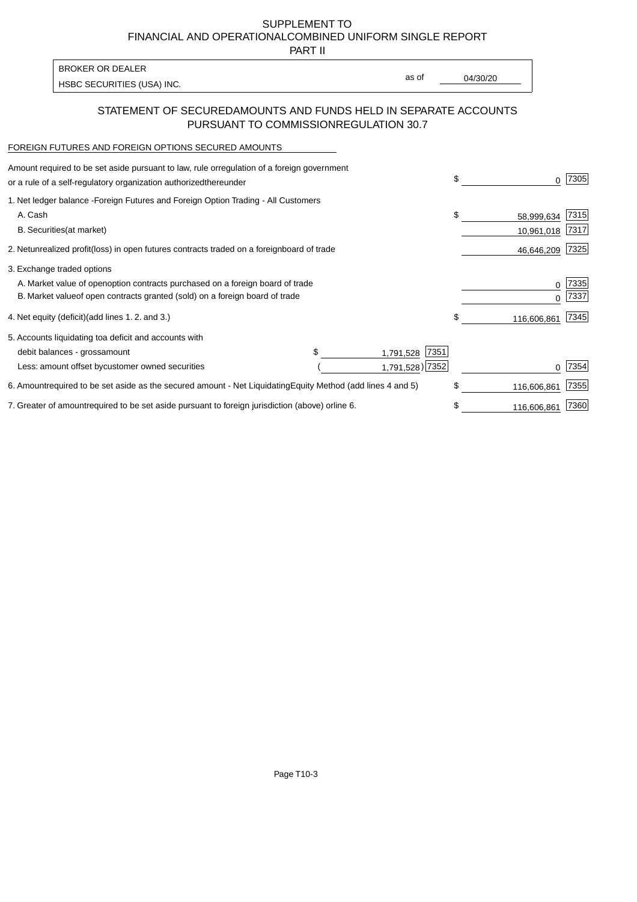SUPPLEMENT TO
FINANCIAL AND OPERATIONAL COMBINED UNIFORM SINGLE REPORT
PART II

BROKER OR DEALER
HSBC SECURITIES (USA) INC.

as of 04/30/20

## STATEMENT OF SECURED AMOUNTS AND FUNDS HELD IN SEPARATE ACCOUNTS PURSUANT TO COMMISSION REGULATION 30.7

FOREIGN FUTURES AND FOREIGN OPTIONS SECURED AMOUNTS

| | | | |
|---|---|---|---|
| Amount required to be set aside pursuant to law, rule or regulation of a foreign government or a rule of a self-regulatory organization authorized thereunder | | $ 0 | 7305 |
| 1. Net ledger balance - Foreign Futures and Foreign Option Trading - All Customers | | | |
| A. Cash | | $ 58,999,634 | 7315 |
| B. Securities (at market) | | 10,961,018 | 7317 |
| 2. Net unrealized profit (loss) in open futures contracts traded on a foreign board of trade | | 46,646,209 | 7325 |
| 3. Exchange traded options | | | |
| A. Market value of open option contracts purchased on a foreign board of trade | | 0 | 7335 |
| B. Market value of open contracts granted (sold) on a foreign board of trade | | 0 | 7337 |
| 4. Net equity (deficit) (add lines 1. 2. and 3.) | | $ 116,606,861 | 7345 |
| 5. Accounts liquidating to a deficit and accounts with | | | |
| debit balances - gross amount | $ 1,791,528 7351 | | |
| Less: amount offset by customer owned securities | ( 1,791,528 ) 7352 | 0 | 7354 |
| 6. Amount required to be set aside as the secured amount - Net Liquidating Equity Method (add lines 4 and 5) | | $ 116,606,861 | 7355 |
| 7. Greater of amount required to be set aside pursuant to foreign jurisdiction (above) or line 6. | | $ 116,606,861 | 7360 |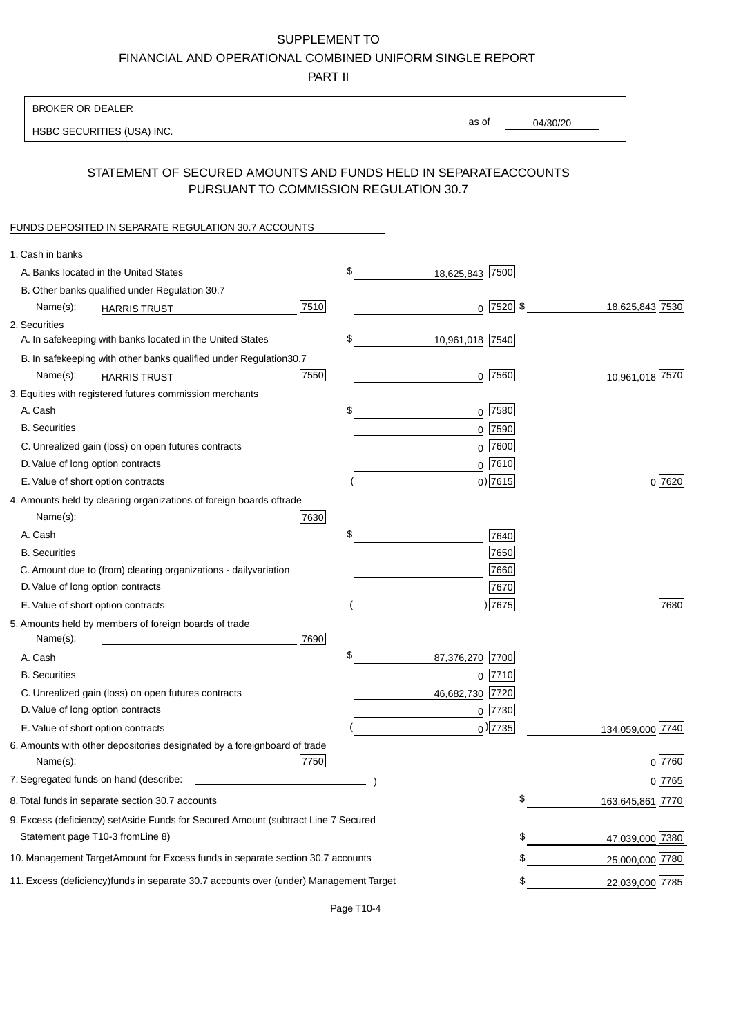SUPPLEMENT TO
FINANCIAL AND OPERATIONAL COMBINED UNIFORM SINGLE REPORT
PART II

BROKER OR DEALER

HSBC SECURITIES (USA) INC.

as of 04/30/20

## STATEMENT OF SECURED AMOUNTS AND FUNDS HELD IN SEPARATE ACCOUNTS PURSUANT TO COMMISSION REGULATION 30.7

FUNDS DEPOSITED IN SEPARATE REGULATION 30.7 ACCOUNTS

| | | | |
|---|---|---|---|
| 1. Cash in banks | | | |
| A. Banks located in the United States | | $ 18,625,843 [7500] | |
| B. Other banks qualified under Regulation 30.7 | | | |
| Name(s): HARRIS TRUST | [7510] | 0 [7520] | $ 18,625,843 [7530] |
| 2. Securities | | | |
| A. In safekeeping with banks located in the United States | | $ 10,961,018 [7540] | |
| B. In safekeeping with other banks qualified under Regulation 30.7 | | | |
| Name(s): HARRIS TRUST | [7550] | 0 [7560] | 10,961,018 [7570] |
| 3. Equities with registered futures commission merchants | | | |
| A. Cash | | $ 0 [7580] | |
| B. Securities | | 0 [7590] | |
| C. Unrealized gain (loss) on open futures contracts | | 0 [7600] | |
| D. Value of long option contracts | | 0 [7610] | |
| E. Value of short option contracts | | ( 0) [7615] | 0 [7620] |
| 4. Amounts held by clearing organizations of foreign boards of trade | | | |
| Name(s): | [7630] | | |
| A. Cash | | $ [7640] | |
| B. Securities | | [7650] | |
| C. Amount due to (from) clearing organizations - daily variation | | [7660] | |
| D. Value of long option contracts | | [7670] | |
| E. Value of short option contracts | | ( ) [7675] | [7680] |
| 5. Amounts held by members of foreign boards of trade | | | |
| Name(s): | [7690] | | |
| A. Cash | | $ 87,376,270 [7700] | |
| B. Securities | | 0 [7710] | |
| C. Unrealized gain (loss) on open futures contracts | | 46,682,730 [7720] | |
| D. Value of long option contracts | | 0 [7730] | |
| E. Value of short option contracts | | ( 0) [7735] | 134,059,000 [7740] |
| 6. Amounts with other depositories designated by a foreign board of trade | | | |
| Name(s): | [7750] | | 0 [7760] |
| 7. Segregated funds on hand (describe: ) | | | 0 [7765] |
| 8. Total funds in separate section 30.7 accounts | | | $ 163,645,861 [7770] |
| 9. Excess (deficiency) set Aside Funds for Secured Amount (subtract Line 7 Secured Statement page T10-3 from Line 8) | | | $ 47,039,000 [7380] |
| 10. Management Target Amount for Excess funds in separate section 30.7 accounts | | | $ 25,000,000 [7780] |
| 11. Excess (deficiency) funds in separate 30.7 accounts over (under) Management Target | | | $ 22,039,000 [7785] |

Page T10-4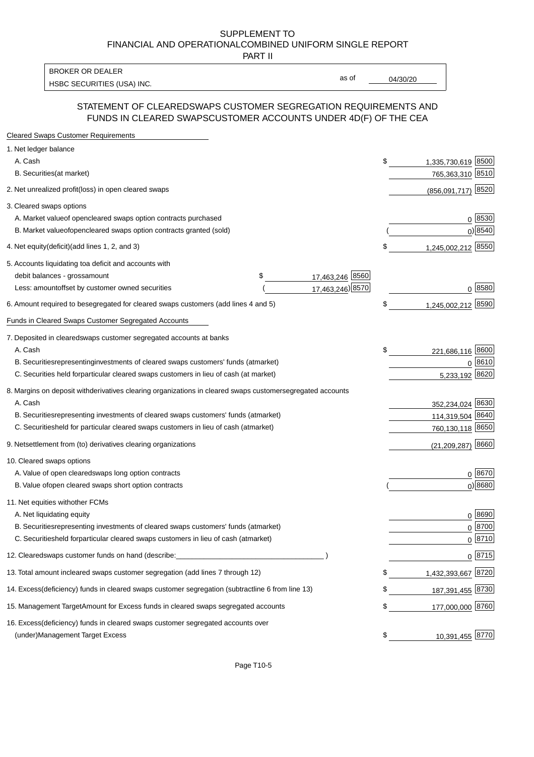SUPPLEMENT TO
FINANCIAL AND OPERATIONALCOMBINED UNIFORM SINGLE REPORT
PART II

BROKER OR DEALER
HSBC SECURITIES (USA) INC.

as of 04/30/20

## STATEMENT OF CLEAREDSWAPS CUSTOMER SEGREGATION REQUIREMENTS AND FUNDS IN CLEARED SWAPSCUSTOMER ACCOUNTS UNDER 4D(F) OF THE CEA

| | | | |
|---|---|---|---|
| **Cleared Swaps Customer Requirements** | | | |
| 1. Net ledger balance | | | |
| A. Cash | | $ 1,335,730,619 | 8500 |
| B. Securities(at market) | | 765,363,310 | 8510 |
| 2. Net unrealized profit(loss) in open cleared swaps | | (856,091,717) | 8520 |
| 3. Cleared swaps options | | | |
| A. Market valueof opencleared swaps option contracts purchased | | 0 | 8530 |
| B. Market valueofopencleared swaps option contracts granted (sold) | | ( 0) | 8540 |
| 4. Net equity(deficit)(add lines 1, 2, and 3) | | $ 1,245,002,212 | 8550 |
| 5. Accounts liquidating toa deficit and accounts with | | | |
| debit balances - grossamount | $ 17,463,246 8560 | | |
| Less: amountoffset by customer owned securities | ( 17,463,246) 8570 | 0 | 8580 |
| 6. Amount required to besegregated for cleared swaps customers (add lines 4 and 5) | | $ 1,245,002,212 | 8590 |
| **Funds in Cleared Swaps Customer Segregated Accounts** | | | |
| 7. Deposited in clearedswaps customer segregated accounts at banks | | | |
| A. Cash | | $ 221,686,116 | 8600 |
| B. Securitiesrepresentinginvestments of cleared swaps customers' funds (atmarket) | | 0 | 8610 |
| C. Securities held forparticular cleared swaps customers in lieu of cash (at market) | | 5,233,192 | 8620 |
| 8. Margins on deposit withderivatives clearing organizations in cleared swaps customersegregated accounts | | | |
| A. Cash | | 352,234,024 | 8630 |
| B. Securitiesrepresenting investments of cleared swaps customers' funds (atmarket) | | 114,319,504 | 8640 |
| C. Securitiesheld for particular cleared swaps customers in lieu of cash (atmarket) | | 760,130,118 | 8650 |
| 9. Netsettlement from (to) derivatives clearing organizations | | (21,209,287) | 8660 |
| 10. Cleared swaps options | | | |
| A. Value of open clearedswaps long option contracts | | 0 | 8670 |
| B. Value ofopen cleared swaps short option contracts | | ( 0) | 8680 |
| 11. Net equities withother FCMs | | | |
| A. Net liquidating equity | | 0 | 8690 |
| B. Securitiesrepresenting investments of cleared swaps customers' funds (atmarket) | | 0 | 8700 |
| C. Securitiesheld forparticular cleared swaps customers in lieu of cash (atmarket) | | 0 | 8710 |
| 12. Clearedswaps customer funds on hand (describe:______________________ ) | | 0 | 8715 |
| 13. Total amount incleared swaps customer segregation (add lines 7 through 12) | | $ 1,432,393,667 | 8720 |
| 14. Excess(deficiency) funds in cleared swaps customer segregation (subtractline 6 from line 13) | | $ 187,391,455 | 8730 |
| 15. Management TargetAmount for Excess funds in cleared swaps segregated accounts | | $ 177,000,000 | 8760 |
| 16. Excess(deficiency) funds in cleared swaps customer segregated accounts over (under)Management Target Excess | | $ 10,391,455 | 8770 |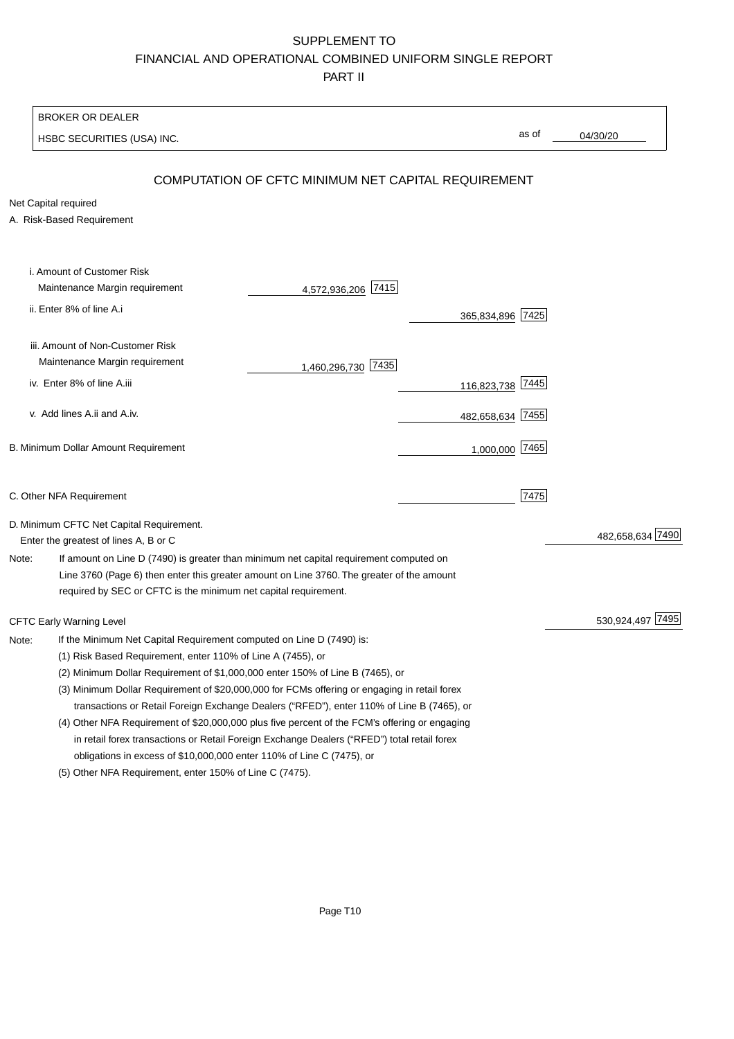# SUPPLEMENT TO
# FINANCIAL AND OPERATIONAL COMBINED UNIFORM SINGLE REPORT
# PART II

BROKER OR DEALER

HSBC SECURITIES (USA) INC. as of 04/30/20

## COMPUTATION OF CFTC MINIMUM NET CAPITAL REQUIREMENT

Net Capital required

A. Risk-Based Requirement

| | | | |
|---|---|---|---|
| i. Amount of Customer Risk Maintenance Margin requirement | 4,572,936,206 [7415] | | |
| ii. Enter 8% of line A.i | | 365,834,896 [7425] | |
| iii. Amount of Non-Customer Risk Maintenance Margin requirement | 1,460,296,730 [7435] | | |
| iv. Enter 8% of line A.iii | | 116,823,738 [7445] | |
| v. Add lines A.ii and A.iv. | | 482,658,634 [7455] | |
| B. Minimum Dollar Amount Requirement | | 1,000,000 [7465] | |
| C. Other NFA Requirement | | [7475] | |
| D. Minimum CFTC Net Capital Requirement. Enter the greatest of lines A, B or C | | | 482,658,634 [7490] |

Note: If amount on Line D (7490) is greater than minimum net capital requirement computed on Line 3760 (Page 6) then enter this greater amount on Line 3760. The greater of the amount required by SEC or CFTC is the minimum net capital requirement.

CFTC Early Warning Level 530,924,497 [7495]

Note: If the Minimum Net Capital Requirement computed on Line D (7490) is:

(1) Risk Based Requirement, enter 110% of Line A (7455), or

(2) Minimum Dollar Requirement of $1,000,000 enter 150% of Line B (7465), or

(3) Minimum Dollar Requirement of $20,000,000 for FCMs offering or engaging in retail forex transactions or Retail Foreign Exchange Dealers ("RFED"), enter 110% of Line B (7465), or

(4) Other NFA Requirement of $20,000,000 plus five percent of the FCM's offering or engaging in retail forex transactions or Retail Foreign Exchange Dealers ("RFED") total retail forex obligations in excess of $10,000,000 enter 110% of Line C (7475), or

(5) Other NFA Requirement, enter 150% of Line C (7475).